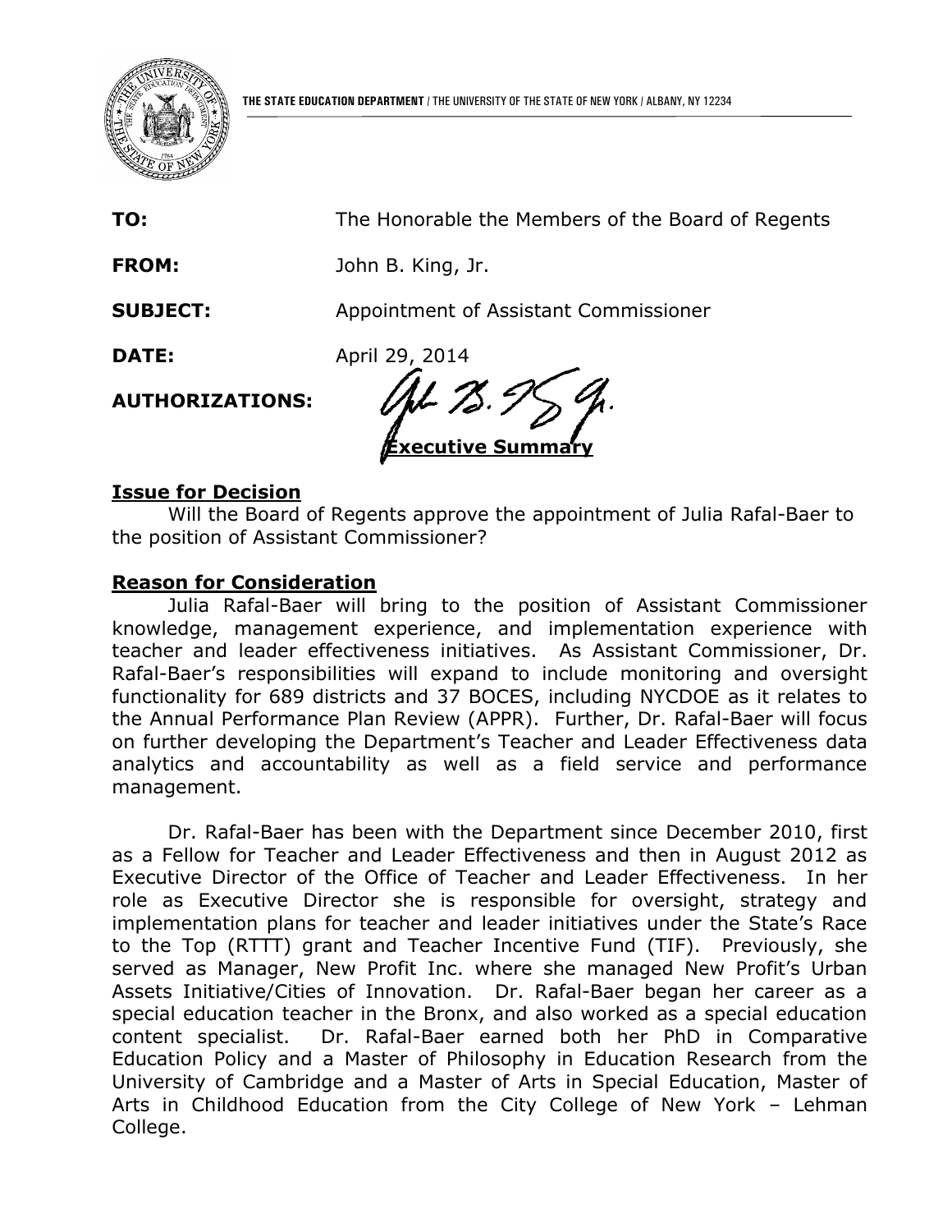THE STATE EDUCATION DEPARTMENT / THE UNIVERSITY OF THE STATE OF NEW YORK / ALBANY, NY 12234

**TO:** The Honorable the Members of the Board of Regents

**FROM:** John B. King, Jr.

**SUBJECT:** Appointment of Assistant Commissioner

**DATE:** April 29, 2014

**AUTHORIZATIONS:**

## Executive Summary

**Issue for Decision**

Will the Board of Regents approve the appointment of Julia Rafal-Baer to the position of Assistant Commissioner?

**Reason for Consideration**

Julia Rafal-Baer will bring to the position of Assistant Commissioner knowledge, management experience, and implementation experience with teacher and leader effectiveness initiatives. As Assistant Commissioner, Dr. Rafal-Baer's responsibilities will expand to include monitoring and oversight functionality for 689 districts and 37 BOCES, including NYCDOE as it relates to the Annual Performance Plan Review (APPR). Further, Dr. Rafal-Baer will focus on further developing the Department's Teacher and Leader Effectiveness data analytics and accountability as well as a field service and performance management.

Dr. Rafal-Baer has been with the Department since December 2010, first as a Fellow for Teacher and Leader Effectiveness and then in August 2012 as Executive Director of the Office of Teacher and Leader Effectiveness. In her role as Executive Director she is responsible for oversight, strategy and implementation plans for teacher and leader initiatives under the State's Race to the Top (RTTT) grant and Teacher Incentive Fund (TIF). Previously, she served as Manager, New Profit Inc. where she managed New Profit's Urban Assets Initiative/Cities of Innovation. Dr. Rafal-Baer began her career as a special education teacher in the Bronx, and also worked as a special education content specialist. Dr. Rafal-Baer earned both her PhD in Comparative Education Policy and a Master of Philosophy in Education Research from the University of Cambridge and a Master of Arts in Special Education, Master of Arts in Childhood Education from the City College of New York – Lehman College.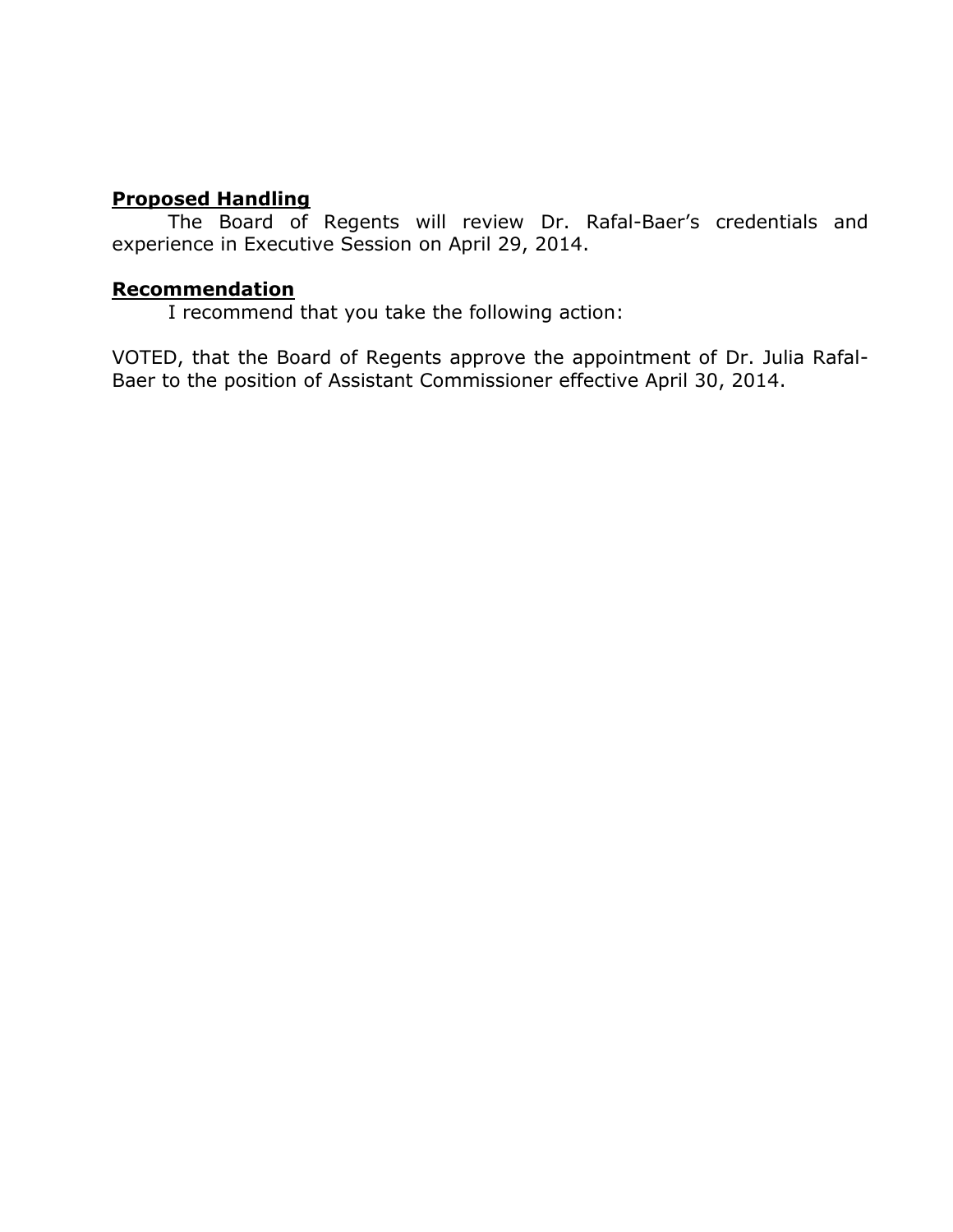**<u>Proposed Handling</u>**

The Board of Regents will review Dr. Rafal-Baer's credentials and experience in Executive Session on April 29, 2014.

**<u>Recommendation</u>**

I recommend that you take the following action:

VOTED, that the Board of Regents approve the appointment of Dr. Julia Rafal-Baer to the position of Assistant Commissioner effective April 30, 2014.